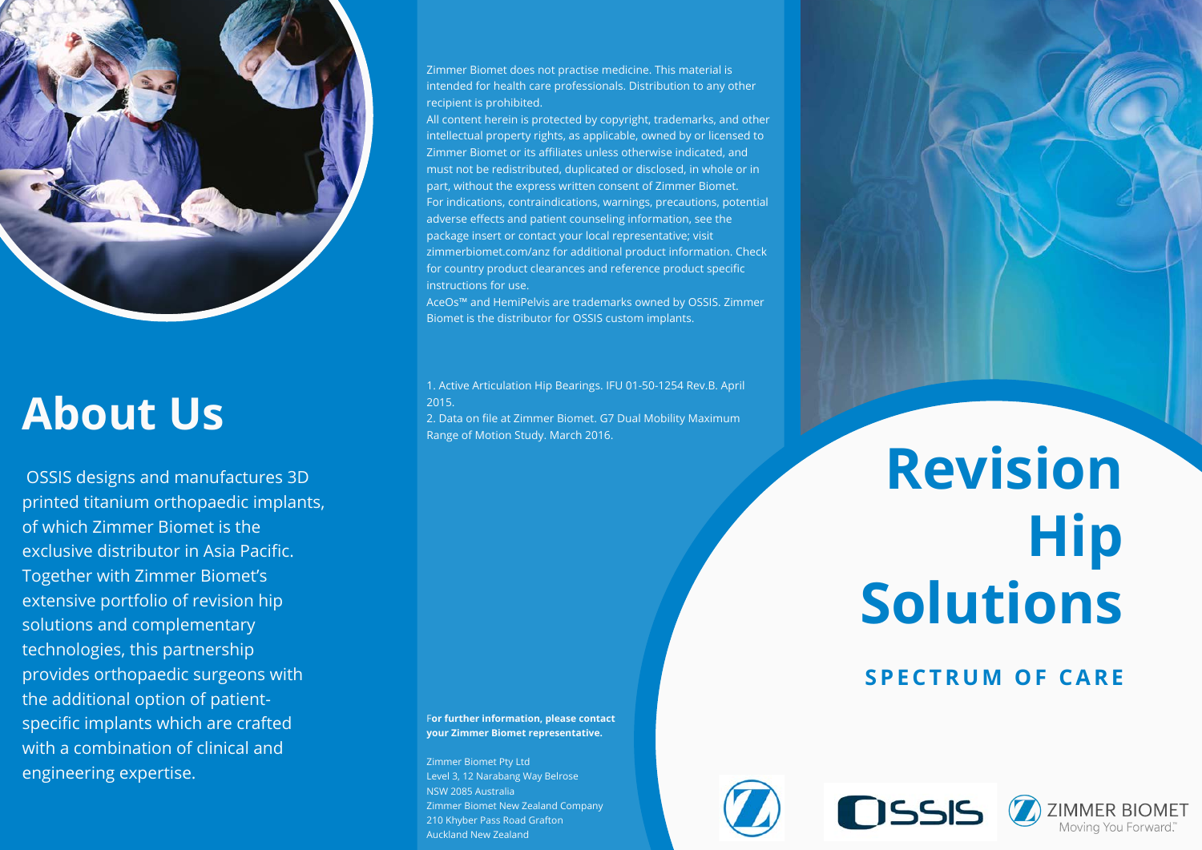# About Us

OSSIS designs and manufactures 3D printed titanium orthopaedic implants, of which Zimmer Biomet is the exclusive distributor in Asia Pacific. Together with Zimmer Biomet's extensive portfolio of revision hip solutions and complementary technologies, this partnership provides orthopaedic surgeons with the additional option of patient-specific implants which are crafted with a combination of clinical and engineering expertise.

Zimmer Biomet does not practise medicine. This material is intended for health care professionals. Distribution to any other recipient is prohibited.

All content herein is protected by copyright, trademarks, and other intellectual property rights, as applicable, owned by or licensed to Zimmer Biomet or its affiliates unless otherwise indicated, and must not be redistributed, duplicated or disclosed, in whole or in part, without the express written consent of Zimmer Biomet.

For indications, contraindications, warnings, precautions, potential adverse effects and patient counseling information, see the package insert or contact your local representative; visit zimmerbiomet.com/anz for additional product information. Check for country product clearances and reference product specific instructions for use.

AceOs™ and HemiPelvis are trademarks owned by OSSIS. Zimmer Biomet is the distributor for OSSIS custom implants.

1. Active Articulation Hip Bearings. IFU 01-50-1254 Rev.B. April 2015.
2. Data on file at Zimmer Biomet. G7 Dual Mobility Maximum Range of Motion Study. March 2016.

**For further information, please contact your Zimmer Biomet representative.**

Zimmer Biomet Pty Ltd
Level 3, 12 Narabang Way Belrose
NSW 2085 Australia
Zimmer Biomet New Zealand Company
210 Khyber Pass Road Grafton
Auckland New Zealand

# Revision Hip Solutions

## SPECTRUM OF CARE

OSSIS

ZIMMER BIOMET
Moving You Forward.™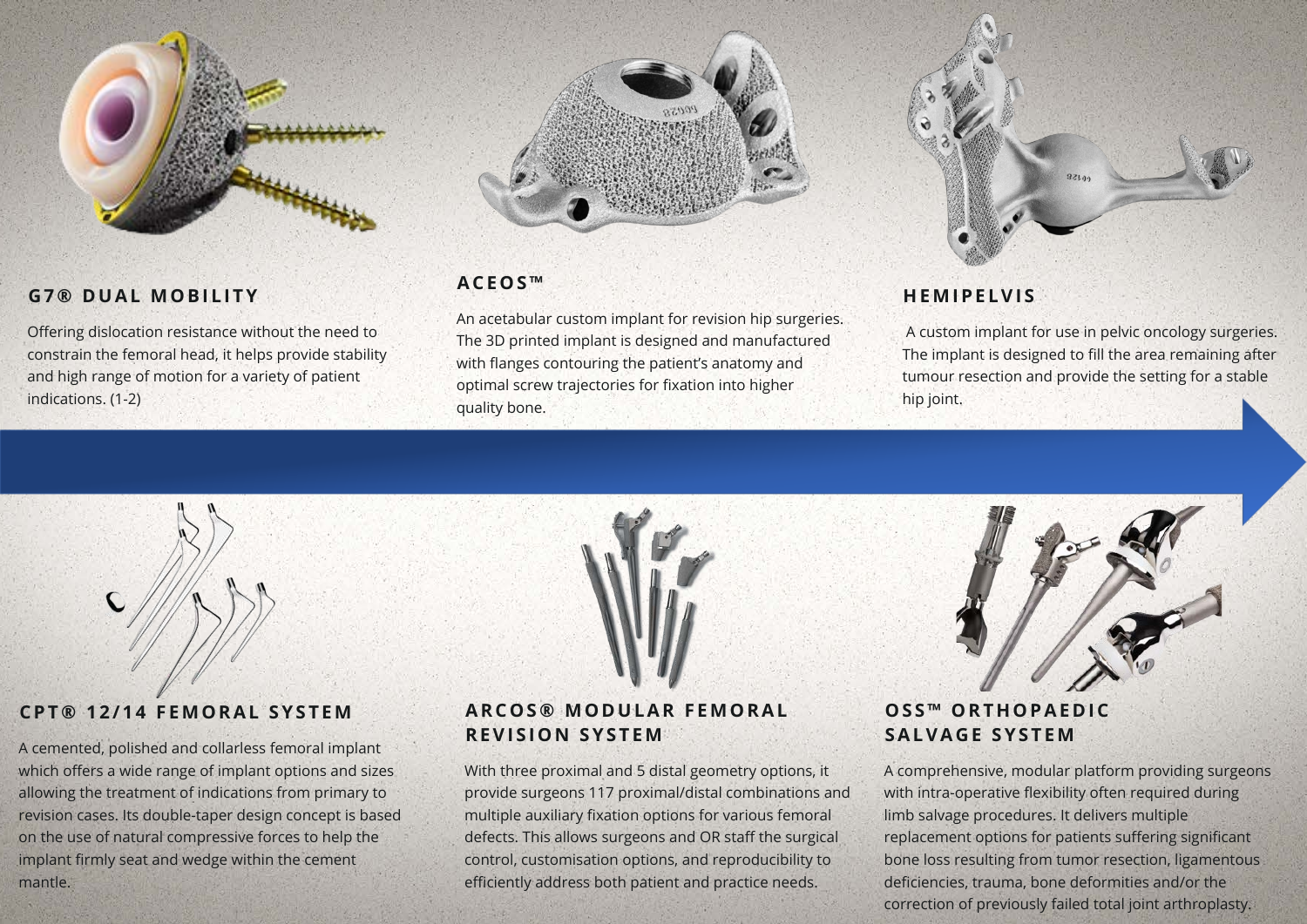## G7® DUAL MOBILITY

Offering dislocation resistance without the need to constrain the femoral head, it helps provide stability and high range of motion for a variety of patient indications. (1-2)

## ACEOS™

An acetabular custom implant for revision hip surgeries. The 3D printed implant is designed and manufactured with flanges contouring the patient's anatomy and optimal screw trajectories for fixation into higher quality bone.

## HEMIPELVIS

A custom implant for use in pelvic oncology surgeries. The implant is designed to fill the area remaining after tumour resection and provide the setting for a stable hip joint.

## CPT® 12/14 FEMORAL SYSTEM

A cemented, polished and collarless femoral implant which offers a wide range of implant options and sizes allowing the treatment of indications from primary to revision cases. Its double-taper design concept is based on the use of natural compressive forces to help the implant firmly seat and wedge within the cement mantle.

## ARCOS® MODULAR FEMORAL REVISION SYSTEM

With three proximal and 5 distal geometry options, it provide surgeons 117 proximal/distal combinations and multiple auxiliary fixation options for various femoral defects. This allows surgeons and OR staff the surgical control, customisation options, and reproducibility to efficiently address both patient and practice needs.

## OSS™ ORTHOPAEDIC SALVAGE SYSTEM

A comprehensive, modular platform providing surgeons with intra-operative flexibility often required during limb salvage procedures. It delivers multiple replacement options for patients suffering significant bone loss resulting from tumor resection, ligamentous deficiencies, trauma, bone deformities and/or the correction of previously failed total joint arthroplasty.